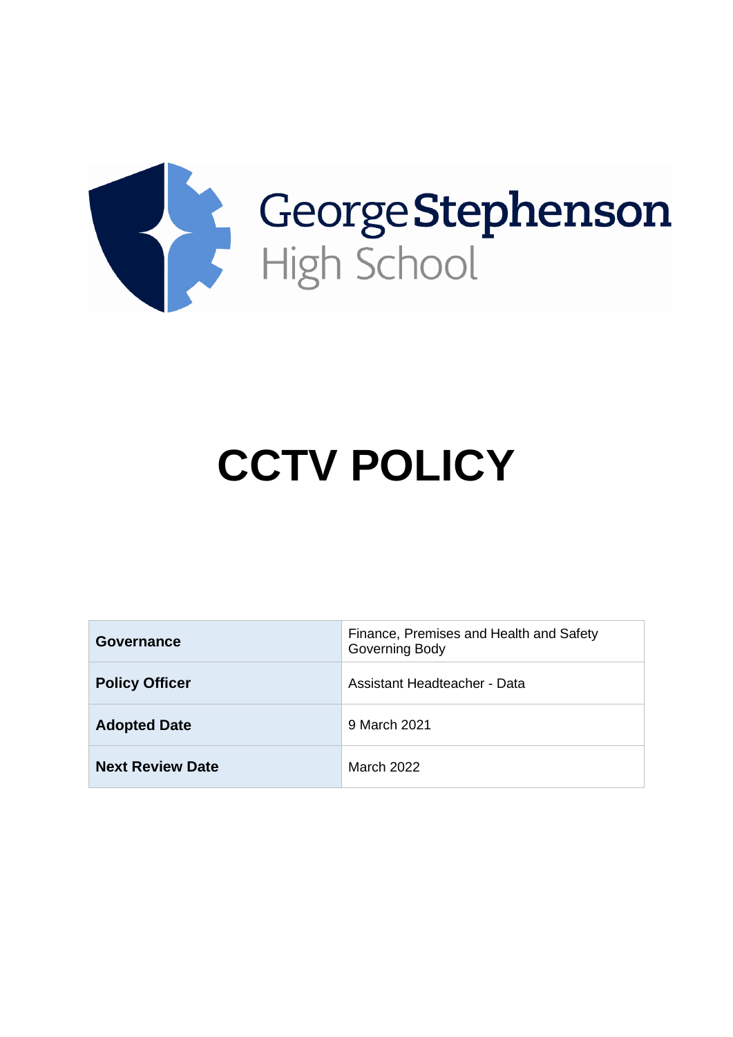George Stephenson High School

# CCTV POLICY

| | |
|---|---|
| **Governance** | Finance, Premises and Health and Safety Governing Body |
| **Policy Officer** | Assistant Headteacher - Data |
| **Adopted Date** | 9 March 2021 |
| **Next Review Date** | March 2022 |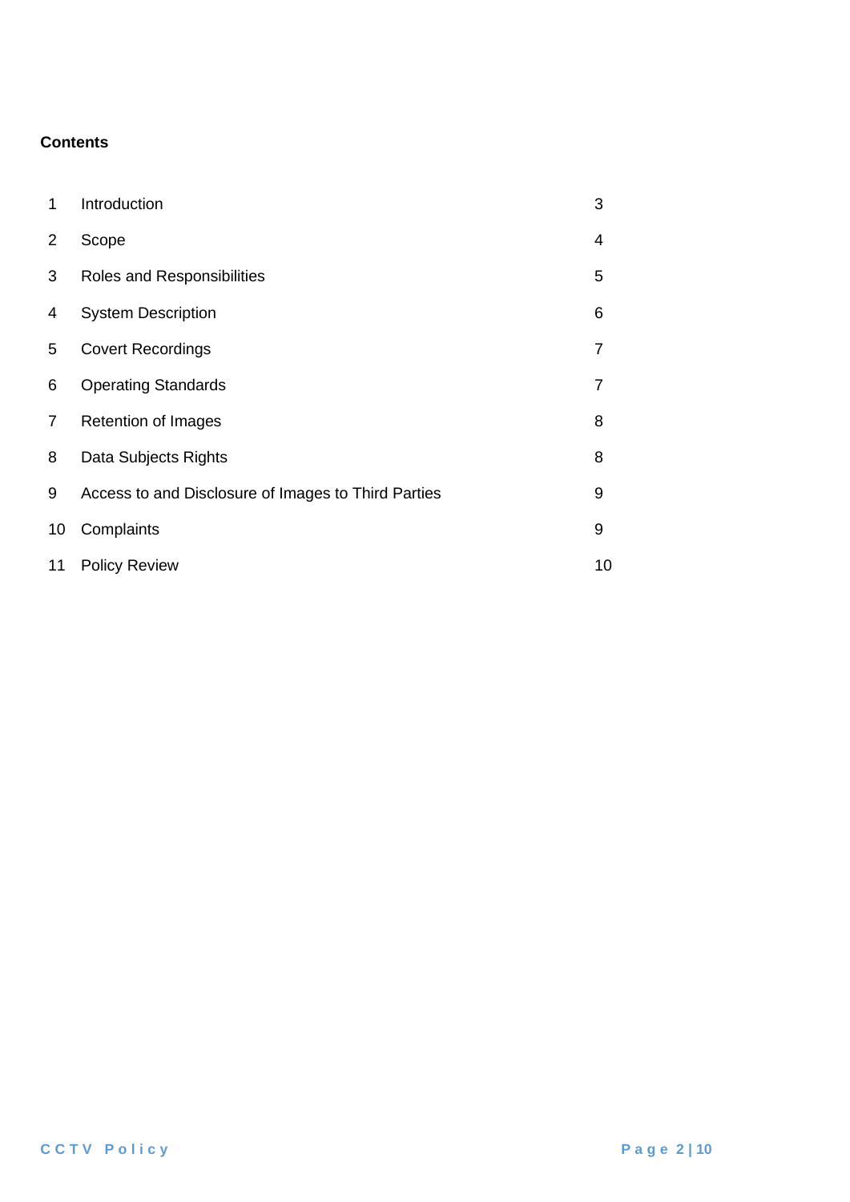**Contents**

| | | |
|---|---|---|
| 1 | Introduction | 3 |
| 2 | Scope | 4 |
| 3 | Roles and Responsibilities | 5 |
| 4 | System Description | 6 |
| 5 | Covert Recordings | 7 |
| 6 | Operating Standards | 7 |
| 7 | Retention of Images | 8 |
| 8 | Data Subjects Rights | 8 |
| 9 | Access to and Disclosure of Images to Third Parties | 9 |
| 10 | Complaints | 9 |
| 11 | Policy Review | 10 |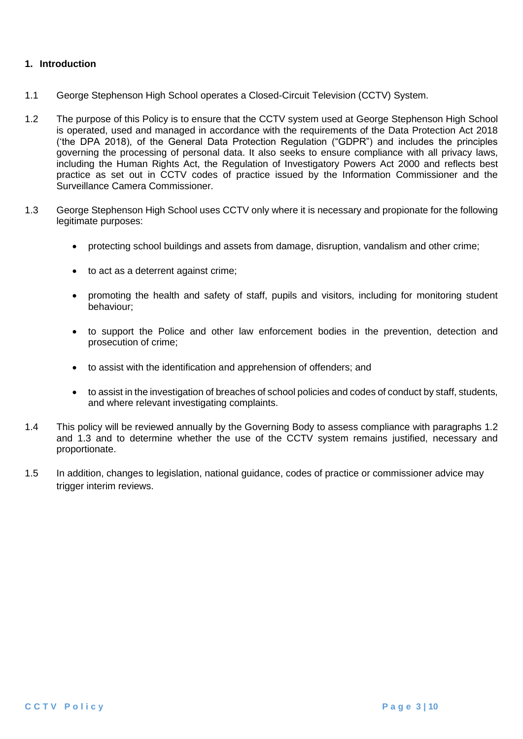## 1. Introduction

1.1 George Stephenson High School operates a Closed-Circuit Television (CCTV) System.

1.2 The purpose of this Policy is to ensure that the CCTV system used at George Stephenson High School is operated, used and managed in accordance with the requirements of the Data Protection Act 2018 ('the DPA 2018), of the General Data Protection Regulation ("GDPR") and includes the principles governing the processing of personal data. It also seeks to ensure compliance with all privacy laws, including the Human Rights Act, the Regulation of Investigatory Powers Act 2000 and reflects best practice as set out in CCTV codes of practice issued by the Information Commissioner and the Surveillance Camera Commissioner.

1.3 George Stephenson High School uses CCTV only where it is necessary and propionate for the following legitimate purposes:

- protecting school buildings and assets from damage, disruption, vandalism and other crime;
- to act as a deterrent against crime;
- promoting the health and safety of staff, pupils and visitors, including for monitoring student behaviour;
- to support the Police and other law enforcement bodies in the prevention, detection and prosecution of crime;
- to assist with the identification and apprehension of offenders; and
- to assist in the investigation of breaches of school policies and codes of conduct by staff, students, and where relevant investigating complaints.

1.4 This policy will be reviewed annually by the Governing Body to assess compliance with paragraphs 1.2 and 1.3 and to determine whether the use of the CCTV system remains justified, necessary and proportionate.

1.5 In addition, changes to legislation, national guidance, codes of practice or commissioner advice may trigger interim reviews.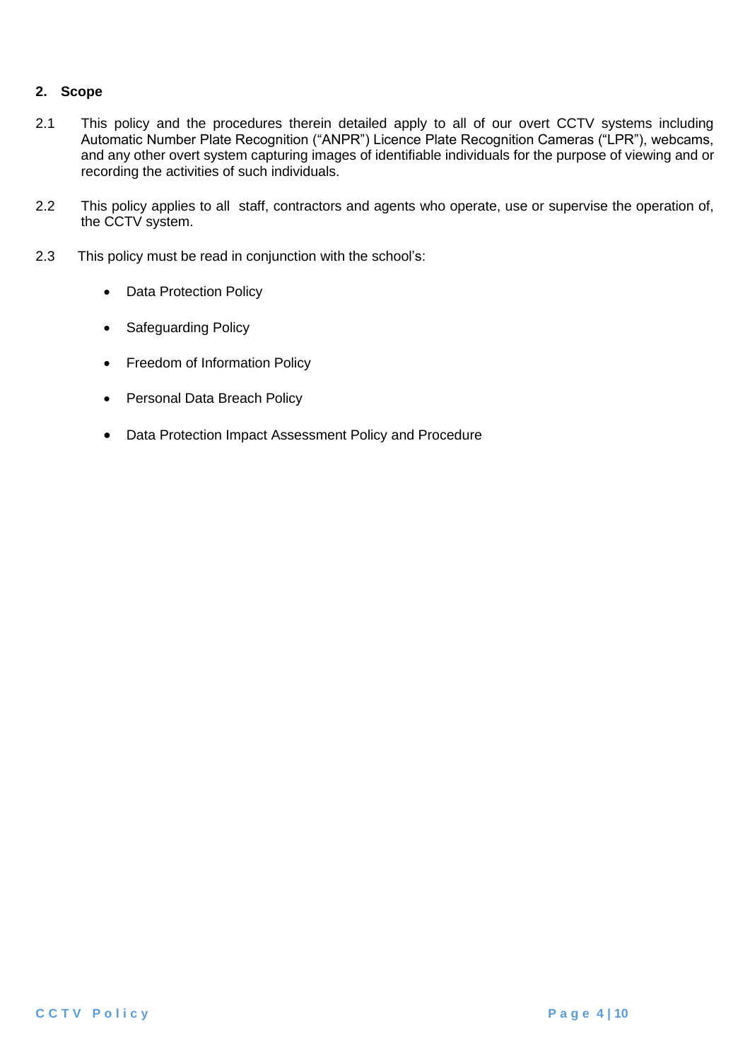## 2. Scope

2.1 This policy and the procedures therein detailed apply to all of our overt CCTV systems including Automatic Number Plate Recognition ("ANPR") Licence Plate Recognition Cameras ("LPR"), webcams, and any other overt system capturing images of identifiable individuals for the purpose of viewing and or recording the activities of such individuals.

2.2 This policy applies to all staff, contractors and agents who operate, use or supervise the operation of, the CCTV system.

2.3 This policy must be read in conjunction with the school's:

- Data Protection Policy
- Safeguarding Policy
- Freedom of Information Policy
- Personal Data Breach Policy
- Data Protection Impact Assessment Policy and Procedure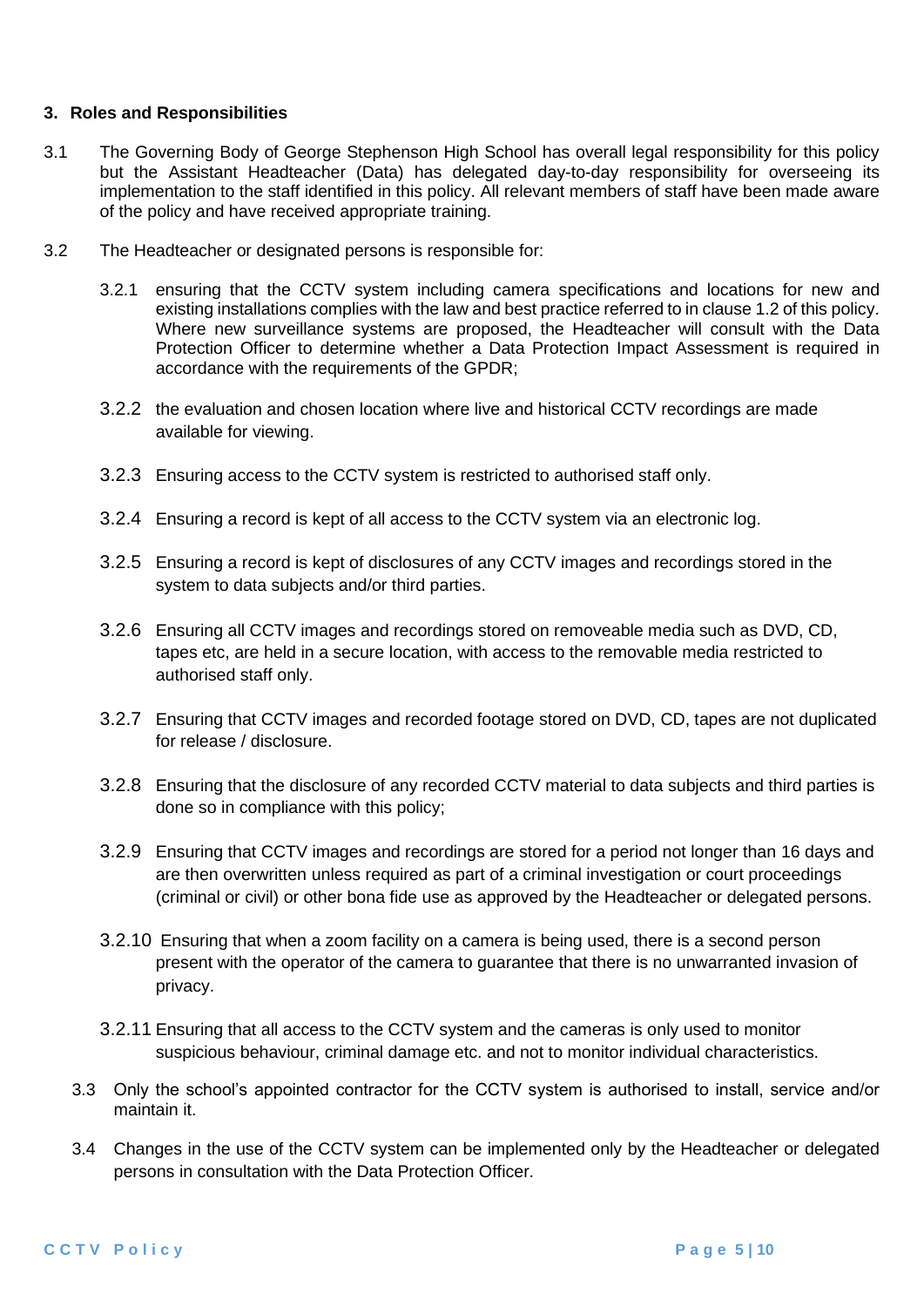## 3. Roles and Responsibilities

3.1 The Governing Body of George Stephenson High School has overall legal responsibility for this policy but the Assistant Headteacher (Data) has delegated day-to-day responsibility for overseeing its implementation to the staff identified in this policy. All relevant members of staff have been made aware of the policy and have received appropriate training.

3.2 The Headteacher or designated persons is responsible for:

3.2.1 ensuring that the CCTV system including camera specifications and locations for new and existing installations complies with the law and best practice referred to in clause 1.2 of this policy. Where new surveillance systems are proposed, the Headteacher will consult with the Data Protection Officer to determine whether a Data Protection Impact Assessment is required in accordance with the requirements of the GPDR;

3.2.2 the evaluation and chosen location where live and historical CCTV recordings are made available for viewing.

3.2.3 Ensuring access to the CCTV system is restricted to authorised staff only.

3.2.4 Ensuring a record is kept of all access to the CCTV system via an electronic log.

3.2.5 Ensuring a record is kept of disclosures of any CCTV images and recordings stored in the system to data subjects and/or third parties.

3.2.6 Ensuring all CCTV images and recordings stored on removeable media such as DVD, CD, tapes etc, are held in a secure location, with access to the removable media restricted to authorised staff only.

3.2.7 Ensuring that CCTV images and recorded footage stored on DVD, CD, tapes are not duplicated for release / disclosure.

3.2.8 Ensuring that the disclosure of any recorded CCTV material to data subjects and third parties is done so in compliance with this policy;

3.2.9 Ensuring that CCTV images and recordings are stored for a period not longer than 16 days and are then overwritten unless required as part of a criminal investigation or court proceedings (criminal or civil) or other bona fide use as approved by the Headteacher or delegated persons.

3.2.10 Ensuring that when a zoom facility on a camera is being used, there is a second person present with the operator of the camera to guarantee that there is no unwarranted invasion of privacy.

3.2.11 Ensuring that all access to the CCTV system and the cameras is only used to monitor suspicious behaviour, criminal damage etc. and not to monitor individual characteristics.

3.3 Only the school's appointed contractor for the CCTV system is authorised to install, service and/or maintain it.

3.4 Changes in the use of the CCTV system can be implemented only by the Headteacher or delegated persons in consultation with the Data Protection Officer.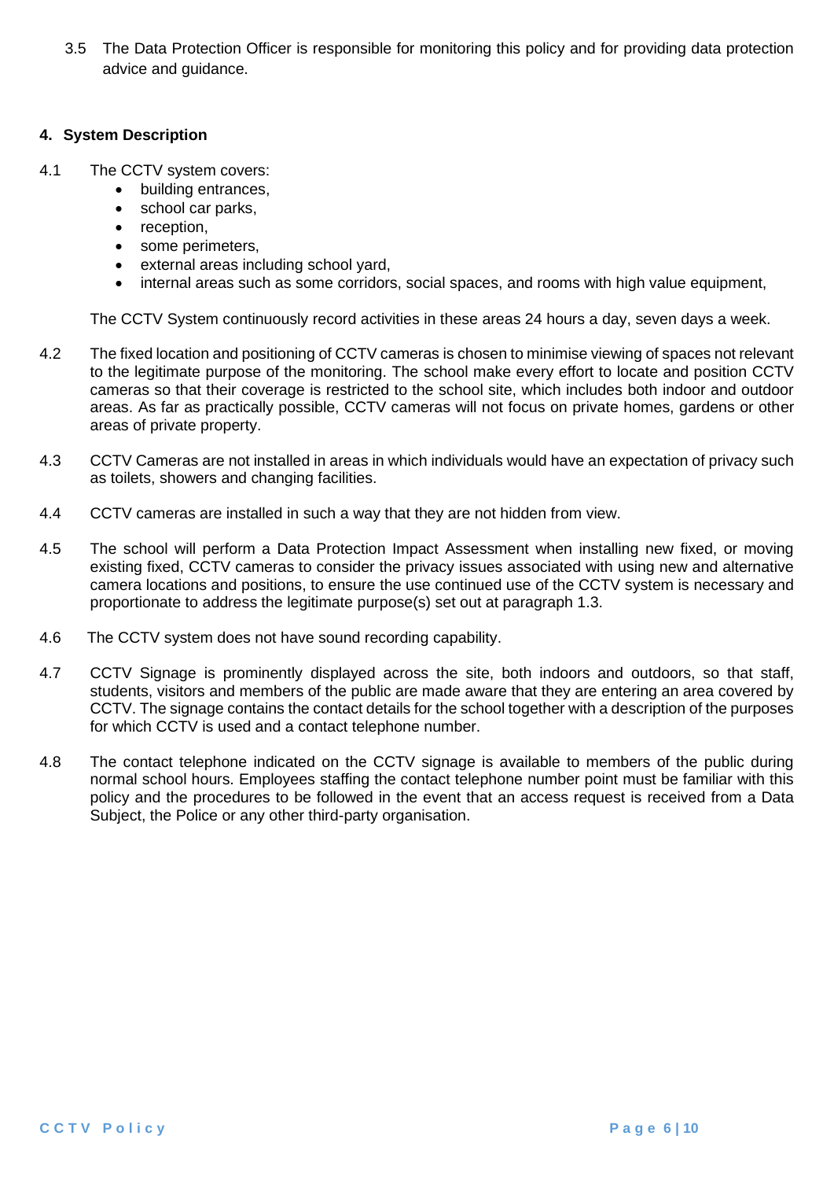3.5 The Data Protection Officer is responsible for monitoring this policy and for providing data protection advice and guidance.

## 4. System Description

4.1 The CCTV system covers:

- building entrances,
- school car parks,
- reception,
- some perimeters,
- external areas including school yard,
- internal areas such as some corridors, social spaces, and rooms with high value equipment,

The CCTV System continuously record activities in these areas 24 hours a day, seven days a week.

4.2 The fixed location and positioning of CCTV cameras is chosen to minimise viewing of spaces not relevant to the legitimate purpose of the monitoring. The school make every effort to locate and position CCTV cameras so that their coverage is restricted to the school site, which includes both indoor and outdoor areas. As far as practically possible, CCTV cameras will not focus on private homes, gardens or other areas of private property.

4.3 CCTV Cameras are not installed in areas in which individuals would have an expectation of privacy such as toilets, showers and changing facilities.

4.4 CCTV cameras are installed in such a way that they are not hidden from view.

4.5 The school will perform a Data Protection Impact Assessment when installing new fixed, or moving existing fixed, CCTV cameras to consider the privacy issues associated with using new and alternative camera locations and positions, to ensure the use continued use of the CCTV system is necessary and proportionate to address the legitimate purpose(s) set out at paragraph 1.3.

4.6 The CCTV system does not have sound recording capability.

4.7 CCTV Signage is prominently displayed across the site, both indoors and outdoors, so that staff, students, visitors and members of the public are made aware that they are entering an area covered by CCTV. The signage contains the contact details for the school together with a description of the purposes for which CCTV is used and a contact telephone number.

4.8 The contact telephone indicated on the CCTV signage is available to members of the public during normal school hours. Employees staffing the contact telephone number point must be familiar with this policy and the procedures to be followed in the event that an access request is received from a Data Subject, the Police or any other third-party organisation.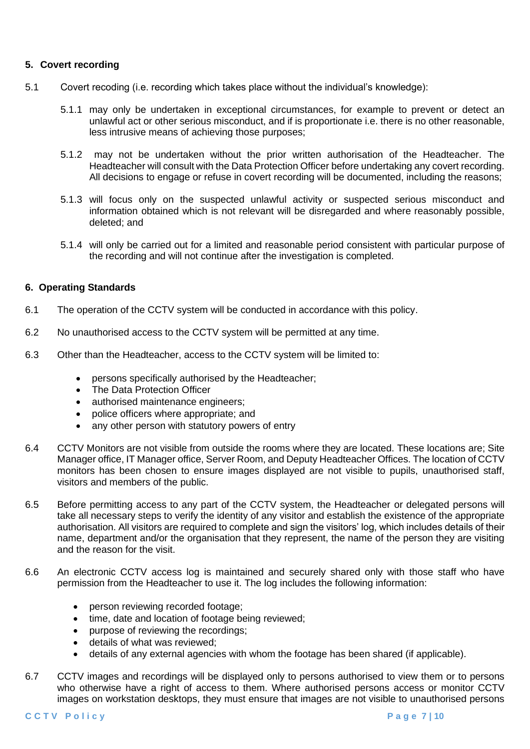## 5. Covert recording

5.1 Covert recoding (i.e. recording which takes place without the individual's knowledge):

5.1.1 may only be undertaken in exceptional circumstances, for example to prevent or detect an unlawful act or other serious misconduct, and if is proportionate i.e. there is no other reasonable, less intrusive means of achieving those purposes;

5.1.2 may not be undertaken without the prior written authorisation of the Headteacher. The Headteacher will consult with the Data Protection Officer before undertaking any covert recording. All decisions to engage or refuse in covert recording will be documented, including the reasons;

5.1.3 will focus only on the suspected unlawful activity or suspected serious misconduct and information obtained which is not relevant will be disregarded and where reasonably possible, deleted; and

5.1.4 will only be carried out for a limited and reasonable period consistent with particular purpose of the recording and will not continue after the investigation is completed.

## 6. Operating Standards

6.1 The operation of the CCTV system will be conducted in accordance with this policy.

6.2 No unauthorised access to the CCTV system will be permitted at any time.

6.3 Other than the Headteacher, access to the CCTV system will be limited to:

- persons specifically authorised by the Headteacher;
- The Data Protection Officer
- authorised maintenance engineers;
- police officers where appropriate; and
- any other person with statutory powers of entry

6.4 CCTV Monitors are not visible from outside the rooms where they are located. These locations are; Site Manager office, IT Manager office, Server Room, and Deputy Headteacher Offices. The location of CCTV monitors has been chosen to ensure images displayed are not visible to pupils, unauthorised staff, visitors and members of the public.

6.5 Before permitting access to any part of the CCTV system, the Headteacher or delegated persons will take all necessary steps to verify the identity of any visitor and establish the existence of the appropriate authorisation. All visitors are required to complete and sign the visitors' log, which includes details of their name, department and/or the organisation that they represent, the name of the person they are visiting and the reason for the visit.

6.6 An electronic CCTV access log is maintained and securely shared only with those staff who have permission from the Headteacher to use it. The log includes the following information:

- person reviewing recorded footage;
- time, date and location of footage being reviewed;
- purpose of reviewing the recordings;
- details of what was reviewed;
- details of any external agencies with whom the footage has been shared (if applicable).

6.7 CCTV images and recordings will be displayed only to persons authorised to view them or to persons who otherwise have a right of access to them. Where authorised persons access or monitor CCTV images on workstation desktops, they must ensure that images are not visible to unauthorised persons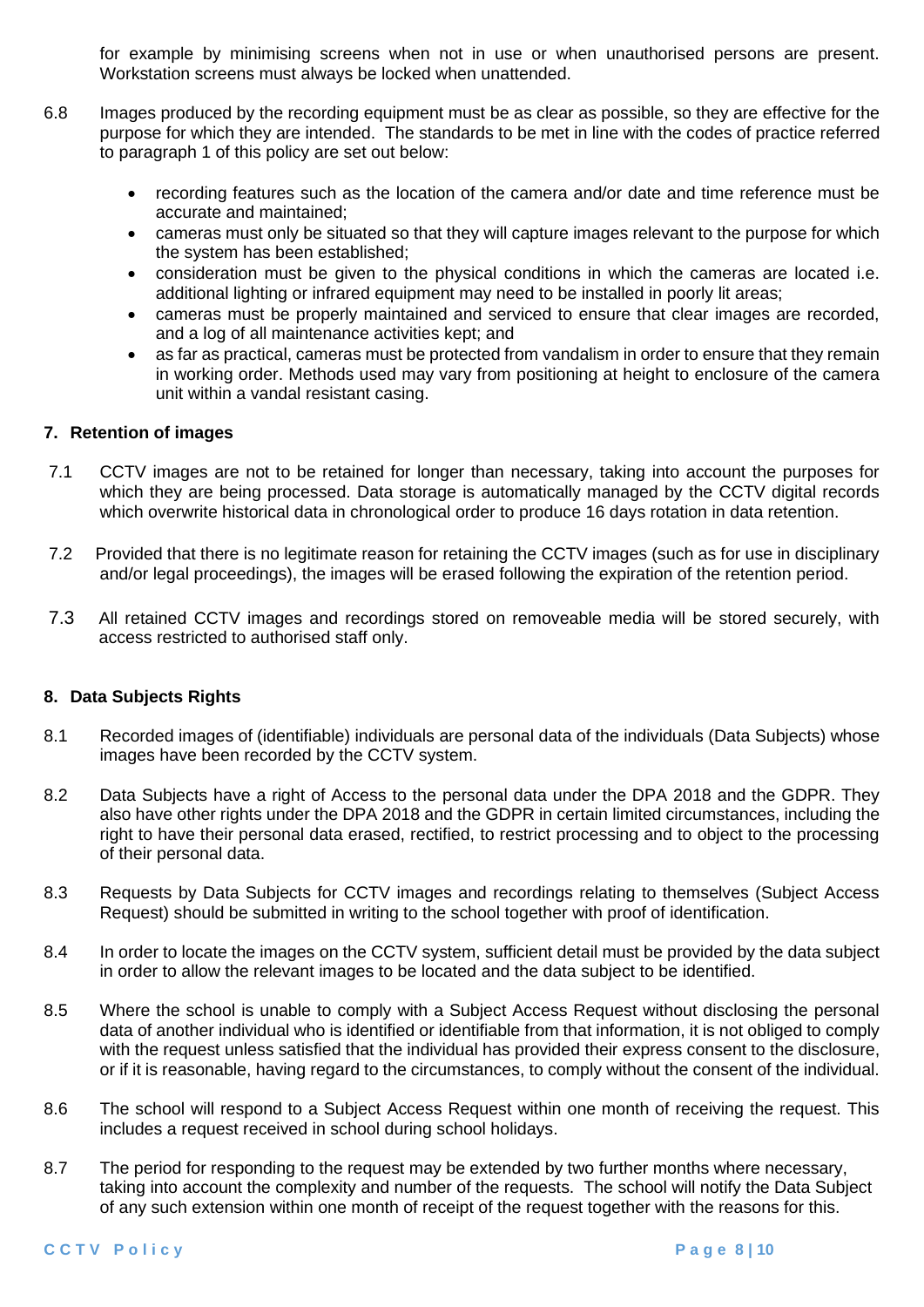for example by minimising screens when not in use or when unauthorised persons are present. Workstation screens must always be locked when unattended.

6.8 Images produced by the recording equipment must be as clear as possible, so they are effective for the purpose for which they are intended. The standards to be met in line with the codes of practice referred to paragraph 1 of this policy are set out below:

- recording features such as the location of the camera and/or date and time reference must be accurate and maintained;
- cameras must only be situated so that they will capture images relevant to the purpose for which the system has been established;
- consideration must be given to the physical conditions in which the cameras are located i.e. additional lighting or infrared equipment may need to be installed in poorly lit areas;
- cameras must be properly maintained and serviced to ensure that clear images are recorded, and a log of all maintenance activities kept; and
- as far as practical, cameras must be protected from vandalism in order to ensure that they remain in working order. Methods used may vary from positioning at height to enclosure of the camera unit within a vandal resistant casing.

## 7. Retention of images

7.1 CCTV images are not to be retained for longer than necessary, taking into account the purposes for which they are being processed. Data storage is automatically managed by the CCTV digital records which overwrite historical data in chronological order to produce 16 days rotation in data retention.

7.2 Provided that there is no legitimate reason for retaining the CCTV images (such as for use in disciplinary and/or legal proceedings), the images will be erased following the expiration of the retention period.

7.3 All retained CCTV images and recordings stored on removeable media will be stored securely, with access restricted to authorised staff only.

## 8. Data Subjects Rights

8.1 Recorded images of (identifiable) individuals are personal data of the individuals (Data Subjects) whose images have been recorded by the CCTV system.

8.2 Data Subjects have a right of Access to the personal data under the DPA 2018 and the GDPR. They also have other rights under the DPA 2018 and the GDPR in certain limited circumstances, including the right to have their personal data erased, rectified, to restrict processing and to object to the processing of their personal data.

8.3 Requests by Data Subjects for CCTV images and recordings relating to themselves (Subject Access Request) should be submitted in writing to the school together with proof of identification.

8.4 In order to locate the images on the CCTV system, sufficient detail must be provided by the data subject in order to allow the relevant images to be located and the data subject to be identified.

8.5 Where the school is unable to comply with a Subject Access Request without disclosing the personal data of another individual who is identified or identifiable from that information, it is not obliged to comply with the request unless satisfied that the individual has provided their express consent to the disclosure, or if it is reasonable, having regard to the circumstances, to comply without the consent of the individual.

8.6 The school will respond to a Subject Access Request within one month of receiving the request. This includes a request received in school during school holidays.

8.7 The period for responding to the request may be extended by two further months where necessary, taking into account the complexity and number of the requests. The school will notify the Data Subject of any such extension within one month of receipt of the request together with the reasons for this.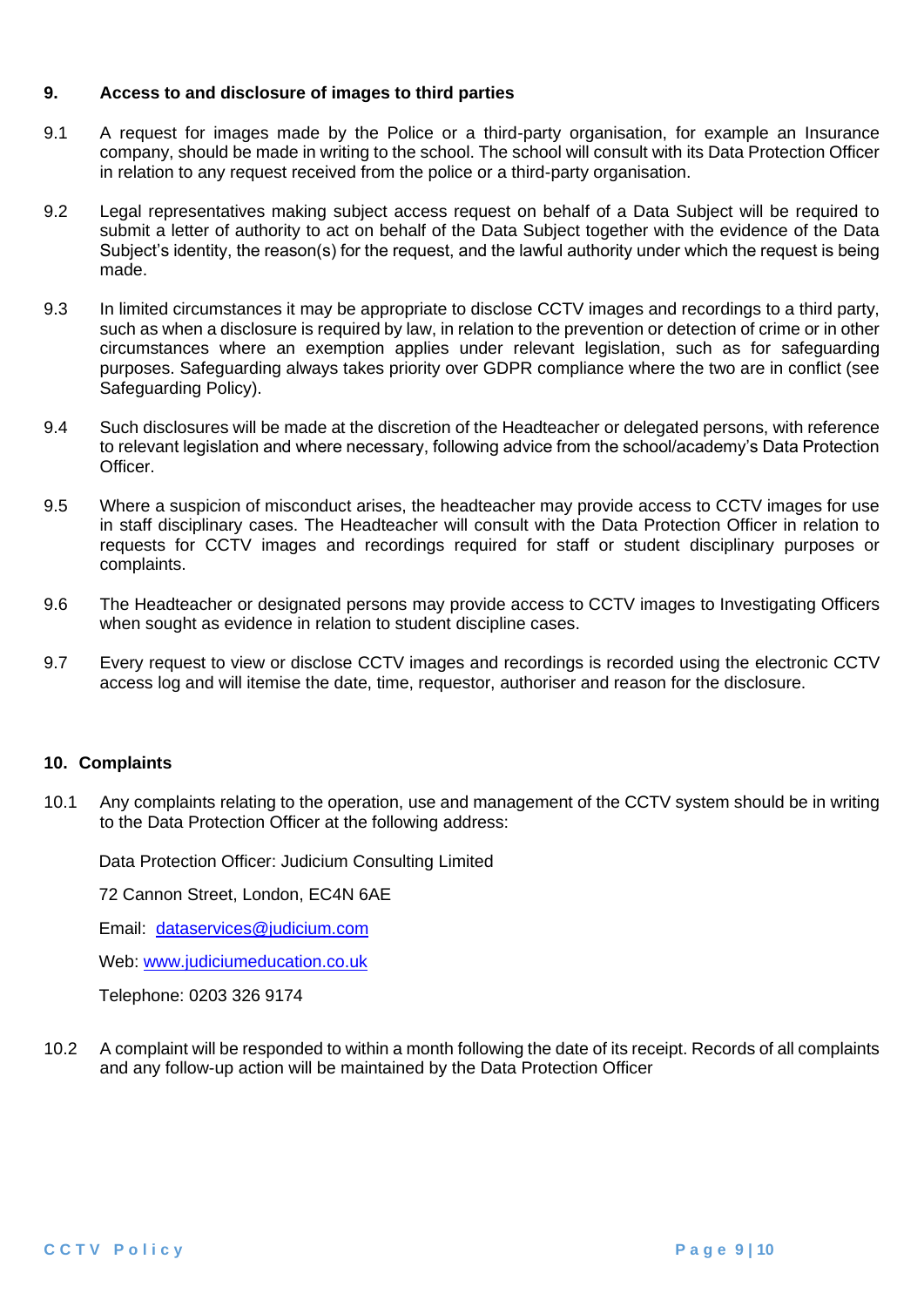## 9. Access to and disclosure of images to third parties

9.1 A request for images made by the Police or a third-party organisation, for example an Insurance company, should be made in writing to the school. The school will consult with its Data Protection Officer in relation to any request received from the police or a third-party organisation.

9.2 Legal representatives making subject access request on behalf of a Data Subject will be required to submit a letter of authority to act on behalf of the Data Subject together with the evidence of the Data Subject's identity, the reason(s) for the request, and the lawful authority under which the request is being made.

9.3 In limited circumstances it may be appropriate to disclose CCTV images and recordings to a third party, such as when a disclosure is required by law, in relation to the prevention or detection of crime or in other circumstances where an exemption applies under relevant legislation, such as for safeguarding purposes. Safeguarding always takes priority over GDPR compliance where the two are in conflict (see Safeguarding Policy).

9.4 Such disclosures will be made at the discretion of the Headteacher or delegated persons, with reference to relevant legislation and where necessary, following advice from the school/academy's Data Protection Officer.

9.5 Where a suspicion of misconduct arises, the headteacher may provide access to CCTV images for use in staff disciplinary cases. The Headteacher will consult with the Data Protection Officer in relation to requests for CCTV images and recordings required for staff or student disciplinary purposes or complaints.

9.6 The Headteacher or designated persons may provide access to CCTV images to Investigating Officers when sought as evidence in relation to student discipline cases.

9.7 Every request to view or disclose CCTV images and recordings is recorded using the electronic CCTV access log and will itemise the date, time, requestor, authoriser and reason for the disclosure.

## 10. Complaints

10.1 Any complaints relating to the operation, use and management of the CCTV system should be in writing to the Data Protection Officer at the following address:

Data Protection Officer: Judicium Consulting Limited

72 Cannon Street, London, EC4N 6AE

Email: [dataservices@judicium.com](mailto:dataservices@judicium.com)

Web: [www.judiciumeducation.co.uk](http://www.judiciumeducation.co.uk)

Telephone: 0203 326 9174

10.2 A complaint will be responded to within a month following the date of its receipt. Records of all complaints and any follow-up action will be maintained by the Data Protection Officer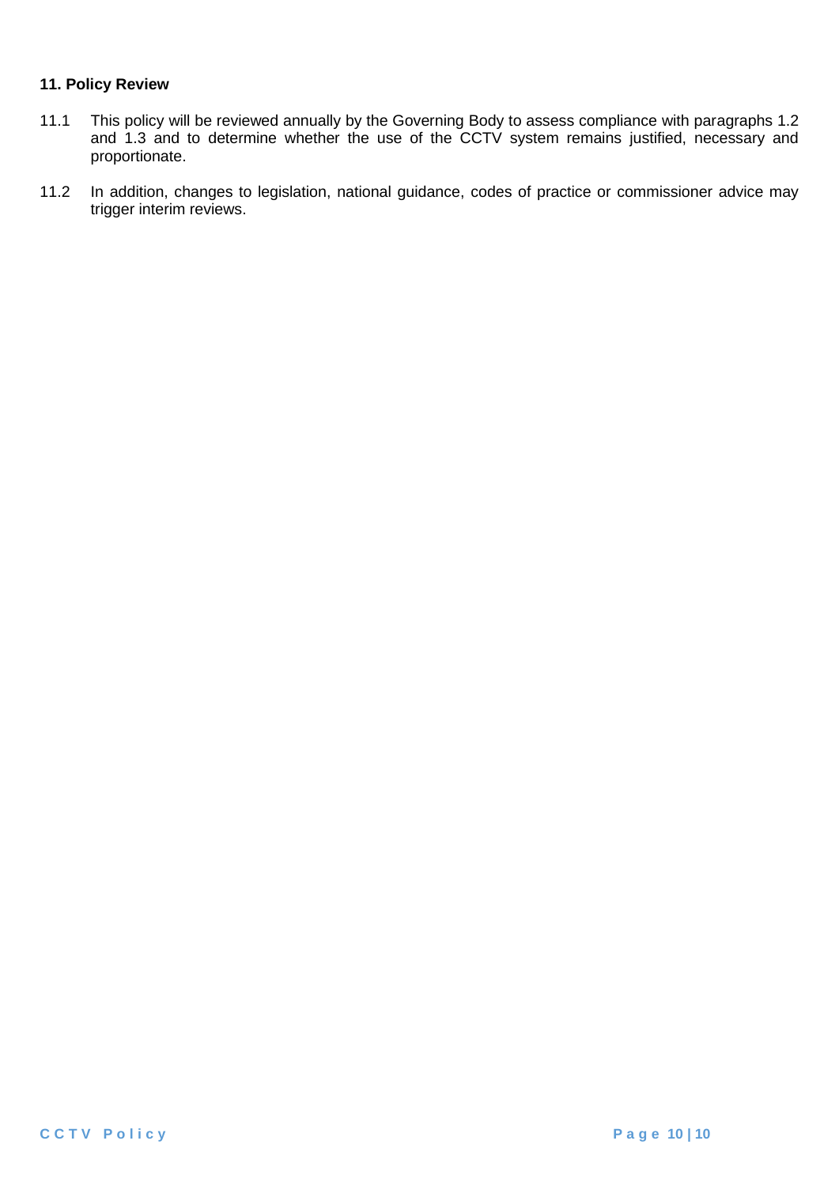**11. Policy Review**

11.1 This policy will be reviewed annually by the Governing Body to assess compliance with paragraphs 1.2 and 1.3 and to determine whether the use of the CCTV system remains justified, necessary and proportionate.

11.2 In addition, changes to legislation, national guidance, codes of practice or commissioner advice may trigger interim reviews.